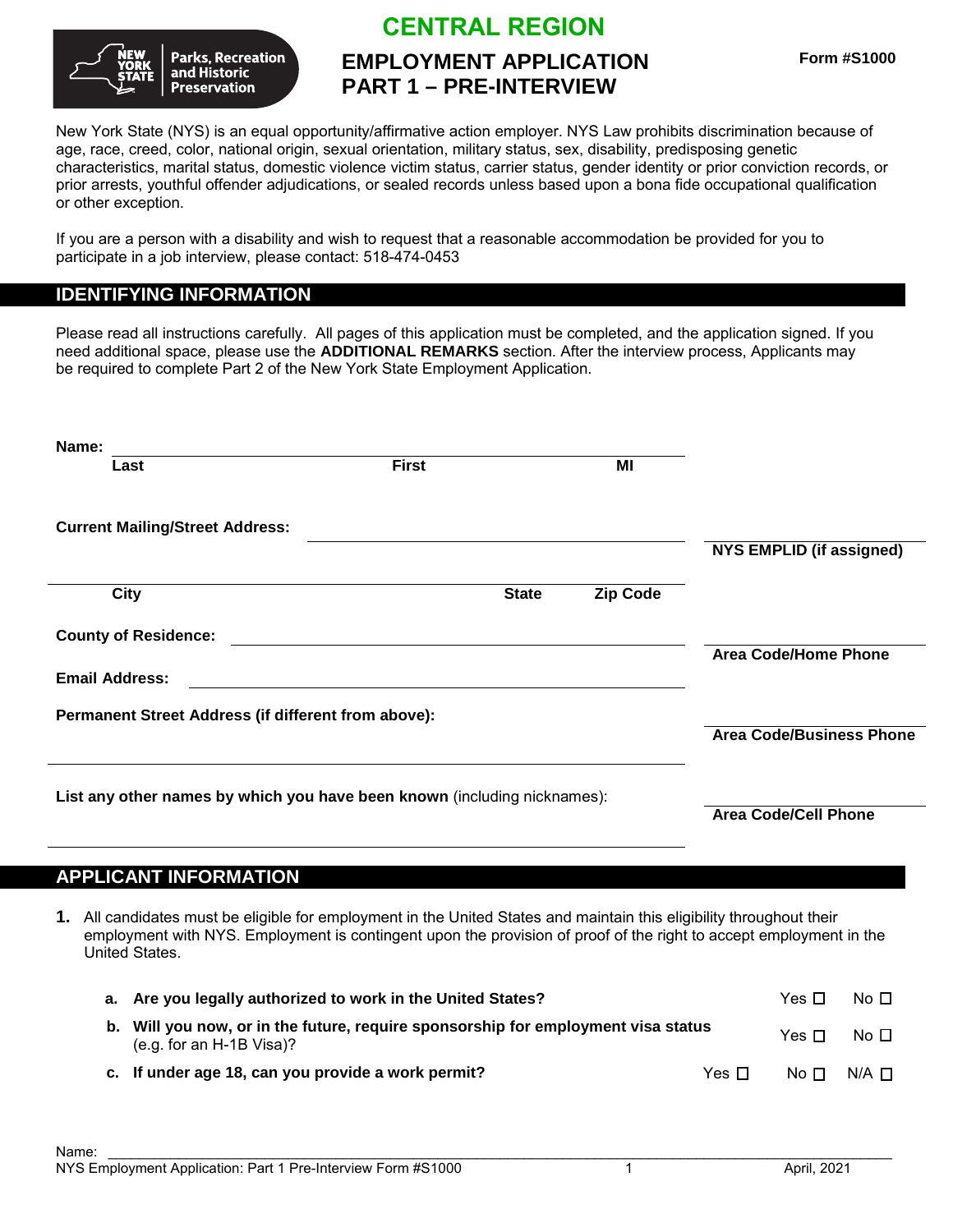# CENTRAL REGION

## EMPLOYMENT APPLICATION
## PART 1 – PRE-INTERVIEW

**Form #S1000**

New York State (NYS) is an equal opportunity/affirmative action employer. NYS Law prohibits discrimination because of age, race, creed, color, national origin, sexual orientation, military status, sex, disability, predisposing genetic characteristics, marital status, domestic violence victim status, carrier status, gender identity or prior conviction records, or prior arrests, youthful offender adjudications, or sealed records unless based upon a bona fide occupational qualification or other exception.

If you are a person with a disability and wish to request that a reasonable accommodation be provided for you to participate in a job interview, please contact: 518-474-0453

## IDENTIFYING INFORMATION

Please read all instructions carefully. All pages of this application must be completed, and the application signed. If you need additional space, please use the **ADDITIONAL REMARKS** section. After the interview process, Applicants may be required to complete Part 2 of the New York State Employment Application.

**Name:** ______________________________
**Last** **First** **MI**

**Current Mailing/Street Address:** ______________________________

**NYS EMPLID (if assigned)**

______________________________
**City** **State** **Zip Code**

**County of Residence:** ______________________________

**Area Code/Home Phone**

**Email Address:** ______________________________

**Permanent Street Address (if different from above):**

______________________________

**Area Code/Business Phone**

**List any other names by which you have been known** (including nicknames):

______________________________

**Area Code/Cell Phone**

## APPLICANT INFORMATION

**1.** All candidates must be eligible for employment in the United States and maintain this eligibility throughout their employment with NYS. Employment is contingent upon the provision of proof of the right to accept employment in the United States.

**a. Are you legally authorized to work in the United States?** Yes ☐ No ☐

**b. Will you now, or in the future, require sponsorship for employment visa status** (e.g. for an H-1B Visa)? Yes ☐ No ☐

**c. If under age 18, can you provide a work permit?** Yes ☐ No ☐ N/A ☐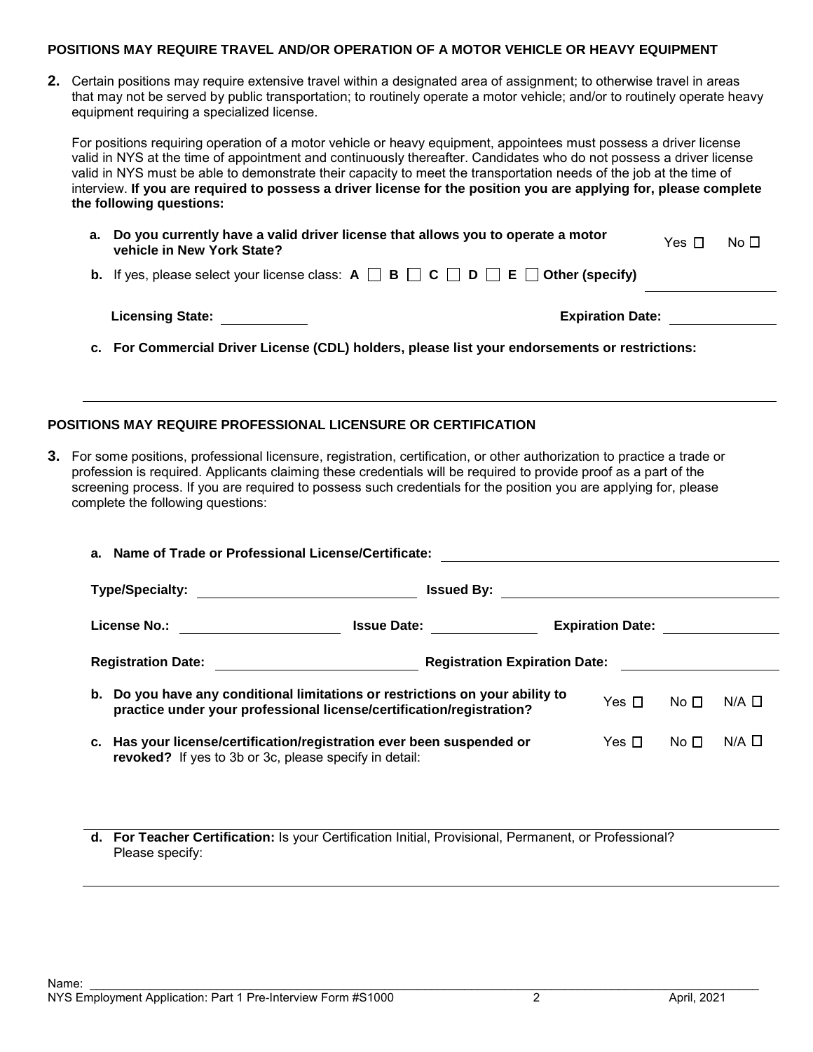**POSITIONS MAY REQUIRE TRAVEL AND/OR OPERATION OF A MOTOR VEHICLE OR HEAVY EQUIPMENT**

**2.** Certain positions may require extensive travel within a designated area of assignment; to otherwise travel in areas that may not be served by public transportation; to routinely operate a motor vehicle; and/or to routinely operate heavy equipment requiring a specialized license.

For positions requiring operation of a motor vehicle or heavy equipment, appointees must possess a driver license valid in NYS at the time of appointment and continuously thereafter. Candidates who do not possess a driver license valid in NYS must be able to demonstrate their capacity to meet the transportation needs of the job at the time of interview. **If you are required to possess a driver license for the position you are applying for, please complete the following questions:**

**a. Do you currently have a valid driver license that allows you to operate a motor vehicle in New York State?** Yes ☐ No ☐

**b.** If yes, please select your license class: **A** ☐ **B** ☐ **C** ☐ **D** ☐ **E** ☐ **Other (specify)** ____________

**Licensing State:** __________ **Expiration Date:** ____________

**c. For Commercial Driver License (CDL) holders, please list your endorsements or restrictions:**

______________________________________________________________________

**POSITIONS MAY REQUIRE PROFESSIONAL LICENSURE OR CERTIFICATION**

**3.** For some positions, professional licensure, registration, certification, or other authorization to practice a trade or profession is required. Applicants claiming these credentials will be required to provide proof as a part of the screening process. If you are required to possess such credentials for the position you are applying for, please complete the following questions:

**a. Name of Trade or Professional License/Certificate:** ______________________________

**Type/Specialty:** ____________________ **Issued By:** ____________________

**License No.:** ______________ **Issue Date:** __________ **Expiration Date:** __________

**Registration Date:** ____________________ **Registration Expiration Date:** ______________

**b. Do you have any conditional limitations or restrictions on your ability to practice under your professional license/certification/registration?** Yes ☐ No ☐ N/A ☐

**c. Has your license/certification/registration ever been suspended or revoked?** If yes to 3b or 3c, please specify in detail: Yes ☐ No ☐ N/A ☐

______________________________________________________________________

**d. For Teacher Certification:** Is your Certification Initial, Provisional, Permanent, or Professional? Please specify:

______________________________________________________________________

Name: ______________________________________________________________________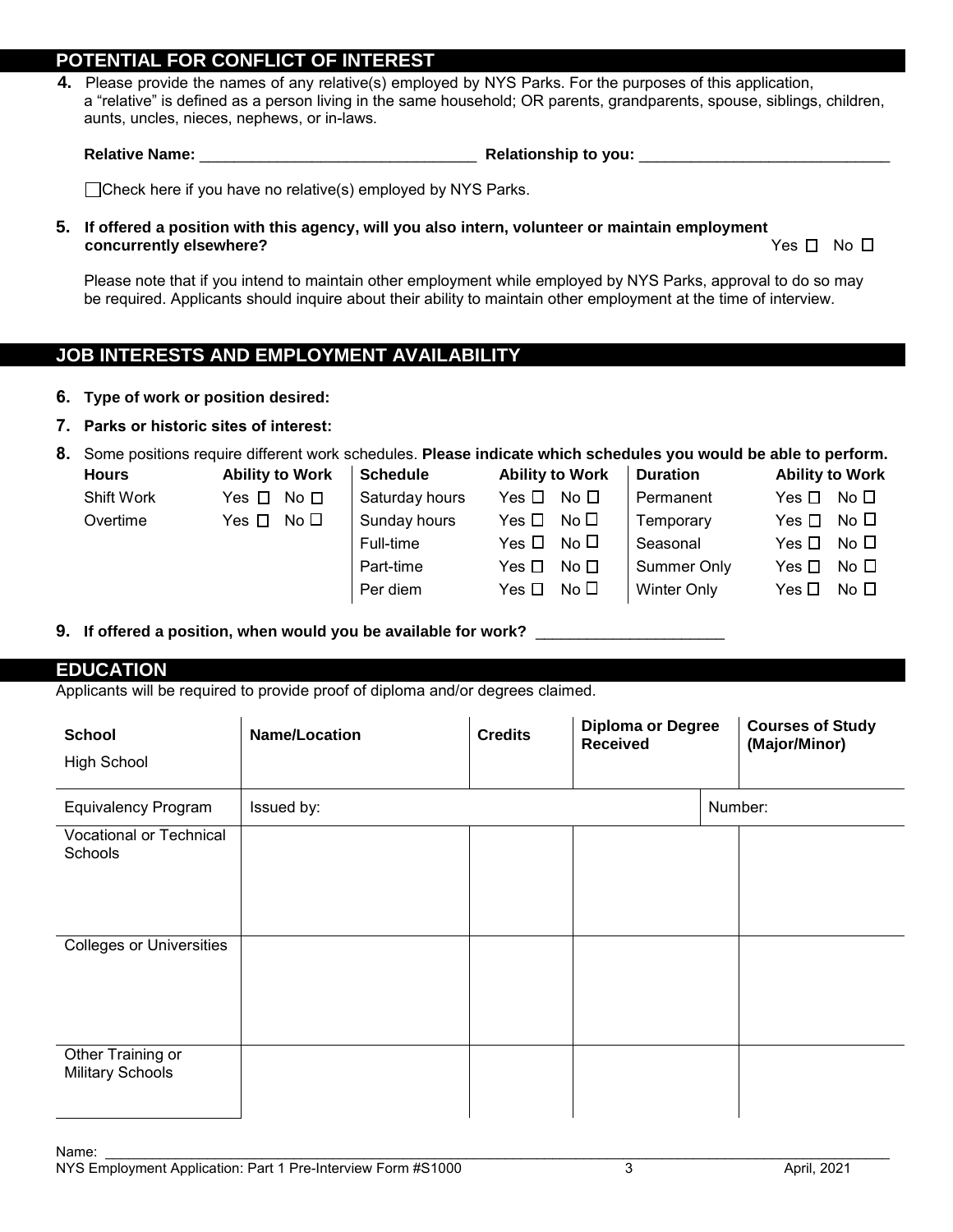## POTENTIAL FOR CONFLICT OF INTEREST

**4.** Please provide the names of any relative(s) employed by NYS Parks. For the purposes of this application, a “relative” is defined as a person living in the same household; OR parents, grandparents, spouse, siblings, children, aunts, uncles, nieces, nephews, or in-laws.

**Relative Name:** ________________________________ **Relative to you:** ______________________________

☐ Check here if you have no relative(s) employed by NYS Parks.

**5. If offered a position with this agency, will you also intern, volunteer or maintain employment concurrently elsewhere?** Yes ☐ No ☐

Please note that if you intend to maintain other employment while employed by NYS Parks, approval to do so may be required. Applicants should inquire about their ability to maintain other employment at the time of interview.

## JOB INTERESTS AND EMPLOYMENT AVAILABILITY

**6. Type of work or position desired:**

**7. Parks or historic sites of interest:**

**8.** Some positions require different work schedules. **Please indicate which schedules you would be able to perform.**

| Hours | Ability to Work | Schedule | Ability to Work | Duration | Ability to Work |
|---|---|---|---|---|---|
| Shift Work | Yes ☐ No ☐ | Saturday hours | Yes ☐ No ☐ | Permanent | Yes ☐ No ☐ |
| Overtime | Yes ☐ No ☐ | Sunday hours | Yes ☐ No ☐ | Temporary | Yes ☐ No ☐ |
| | | Full-time | Yes ☐ No ☐ | Seasonal | Yes ☐ No ☐ |
| | | Part-time | Yes ☐ No ☐ | Summer Only | Yes ☐ No ☐ |
| | | Per diem | Yes ☐ No ☐ | Winter Only | Yes ☐ No ☐ |

**9. If offered a position, when would you be available for work?** ______________________

## EDUCATION

Applicants will be required to provide proof of diploma and/or degrees claimed.

| **School** | **Name/Location** | **Credits** | **Diploma or Degree Received** | **Courses of Study (Major/Minor)** |
|---|---|---|---|---|
| High School | | | | |
| Equivalency Program | Issued by: | | | Number: |
| Vocational or Technical Schools | | | | |
| Colleges or Universities | | | | |
| Other Training or Military Schools | | | | |

Name: ____________________________________________________________

NYS Employment Application: Part 1 Pre-Interview Form #S1000 April, 2021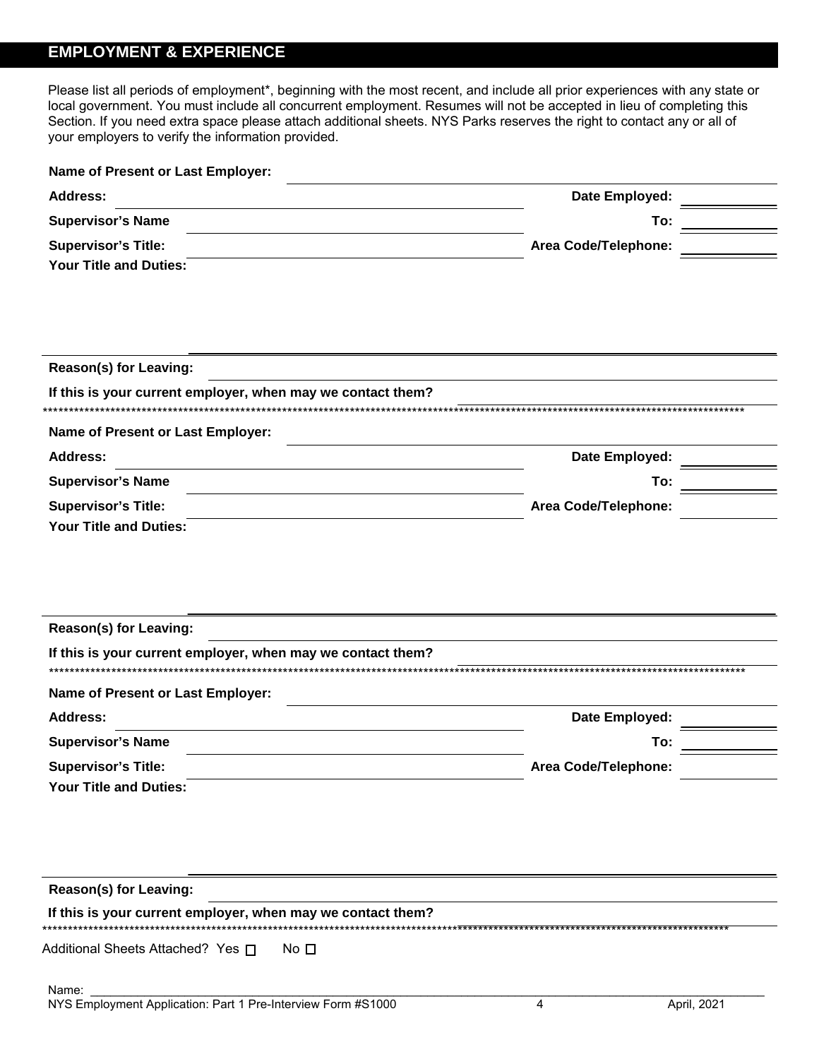## EMPLOYMENT & EXPERIENCE

Please list all periods of employment*, beginning with the most recent, and include all prior experiences with any state or local government. You must include all concurrent employment. Resumes will not be accepted in lieu of completing this Section. If you need extra space please attach additional sheets. NYS Parks reserves the right to contact any or all of your employers to verify the information provided.

**Name of Present or Last Employer:** ______________________________

**Address:** ______________________________ **Date Employed:** __________

**Supervisor's Name** ______________________________ **To:** __________

**Supervisor's Title:** ______________________________ **Area Code/Telephone:** __________

**Your Title and Duties:** ______________________________

**Reason(s) for Leaving:** ______________________________

**If this is your current employer, when may we contact them?** ______________________________

************************************************************************************************************************************************

**Name of Present or Last Employer:** ______________________________

**Address:** ______________________________ **Date Employed:** __________

**Supervisor's Name** ______________________________ **To:** __________

**Supervisor's Title:** ______________________________ **Area Code/Telephone:** __________

**Your Title and Duties:** ______________________________

**Reason(s) for Leaving:** ______________________________

**If this is your current employer, when may we contact them?** ______________________________

************************************************************************************************************************************************

**Name of Present or Last Employer:** ______________________________

**Address:** ______________________________ **Date Employed:** __________

**Supervisor's Name** ______________________________ **To:** __________

**Supervisor's Title:** ______________________________ **Area Code/Telephone:** __________

**Your Title and Duties:** ______________________________

**Reason(s) for Leaving:** ______________________________

**If this is your current employer, when may we contact them?** ______________________________

************************************************************************************************************************************************

Additional Sheets Attached? Yes ☐ No ☐

Name: ______________________________

NYS Employment Application: Part 1 Pre-Interview Form #S1000 April, 2021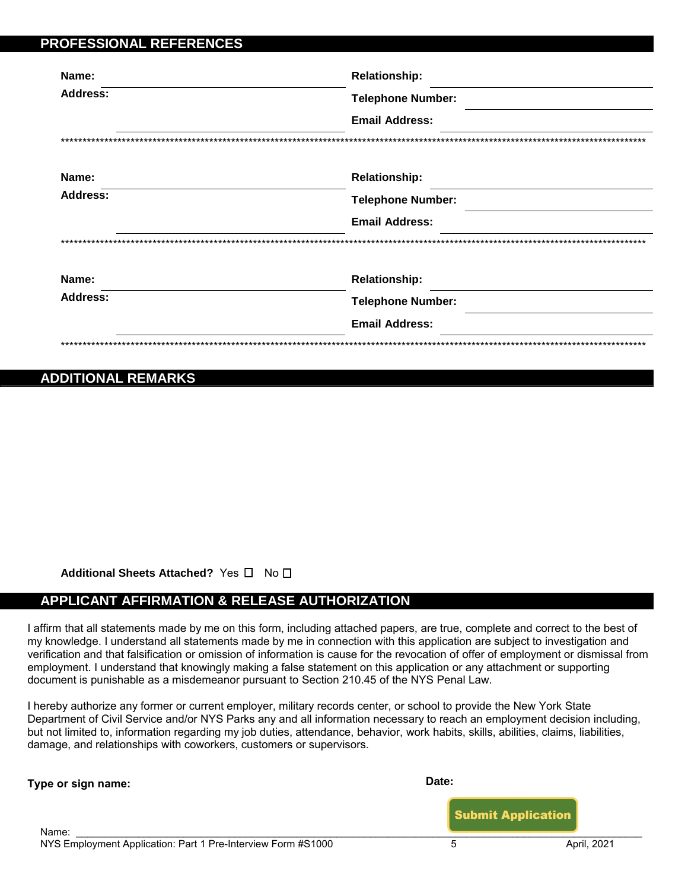## PROFESSIONAL REFERENCES

**Name:** \_\_\_\_\_\_\_\_\_\_\_\_\_\_\_\_\_\_\_\_ **Relationship:** \_\_\_\_\_\_\_\_\_\_\_\_\_\_\_\_\_\_\_\_

**Address:** \_\_\_\_\_\_\_\_\_\_\_\_\_\_\_\_\_\_\_\_ **Telephone Number:** \_\_\_\_\_\_\_\_\_\_\_\_\_\_\_\_\_\_\_\_

**Email Address:** \_\_\_\_\_\_\_\_\_\_\_\_\_\_\_\_\_\_\_\_

\*\*\*\*\*\*\*\*\*\*\*\*\*\*\*\*\*\*\*\*\*\*\*\*\*\*\*\*\*\*\*\*\*\*\*\*\*\*\*\*\*\*\*\*\*\*\*\*\*\*\*\*\*\*\*\*\*\*\*\*\*\*\*\*\*\*\*\*\*\*\*\*\*\*\*\*\*\*

**Name:** \_\_\_\_\_\_\_\_\_\_\_\_\_\_\_\_\_\_\_\_ **Relationship:** \_\_\_\_\_\_\_\_\_\_\_\_\_\_\_\_\_\_\_\_

**Address:** \_\_\_\_\_\_\_\_\_\_\_\_\_\_\_\_\_\_\_\_ **Telephone Number:** \_\_\_\_\_\_\_\_\_\_\_\_\_\_\_\_\_\_\_\_

**Email Address:** \_\_\_\_\_\_\_\_\_\_\_\_\_\_\_\_\_\_\_\_

\*\*\*\*\*\*\*\*\*\*\*\*\*\*\*\*\*\*\*\*\*\*\*\*\*\*\*\*\*\*\*\*\*\*\*\*\*\*\*\*\*\*\*\*\*\*\*\*\*\*\*\*\*\*\*\*\*\*\*\*\*\*\*\*\*\*\*\*\*\*\*\*\*\*\*\*\*\*

**Name:** \_\_\_\_\_\_\_\_\_\_\_\_\_\_\_\_\_\_\_\_ **Relationship:** \_\_\_\_\_\_\_\_\_\_\_\_\_\_\_\_\_\_\_\_

**Address:** \_\_\_\_\_\_\_\_\_\_\_\_\_\_\_\_\_\_\_\_ **Telephone Number:** \_\_\_\_\_\_\_\_\_\_\_\_\_\_\_\_\_\_\_\_

**Email Address:** \_\_\_\_\_\_\_\_\_\_\_\_\_\_\_\_\_\_\_\_

\*\*\*\*\*\*\*\*\*\*\*\*\*\*\*\*\*\*\*\*\*\*\*\*\*\*\*\*\*\*\*\*\*\*\*\*\*\*\*\*\*\*\*\*\*\*\*\*\*\*\*\*\*\*\*\*\*\*\*\*\*\*\*\*\*\*\*\*\*\*\*\*\*\*\*\*\*\*

## ADDITIONAL REMARKS

**Additional Sheets Attached?** Yes ☐ No ☐

## APPLICANT AFFIRMATION & RELEASE AUTHORIZATION

I affirm that all statements made by me on this form, including attached papers, are true, complete and correct to the best of my knowledge. I understand all statements made by me in connection with this application are subject to investigation and verification and that falsification or omission of information is cause for the revocation of offer of employment or dismissal from employment. I understand that knowingly making a false statement on this application or any attachment or supporting document is punishable as a misdemeanor pursuant to Section 210.45 of the NYS Penal Law.

I hereby authorize any former or current employer, military records center, or school to provide the New York State Department of Civil Service and/or NYS Parks any and all information necessary to reach an employment decision including, but not limited to, information regarding my job duties, attendance, behavior, work habits, skills, abilities, claims, liabilities, damage, and relationships with coworkers, customers or supervisors.

**Type or sign name:** **Date:**

Submit Application

Name: \_\_\_\_\_\_\_\_\_\_\_\_\_\_\_\_\_\_\_\_\_\_\_\_\_\_\_\_\_\_\_\_\_\_\_\_\_\_\_\_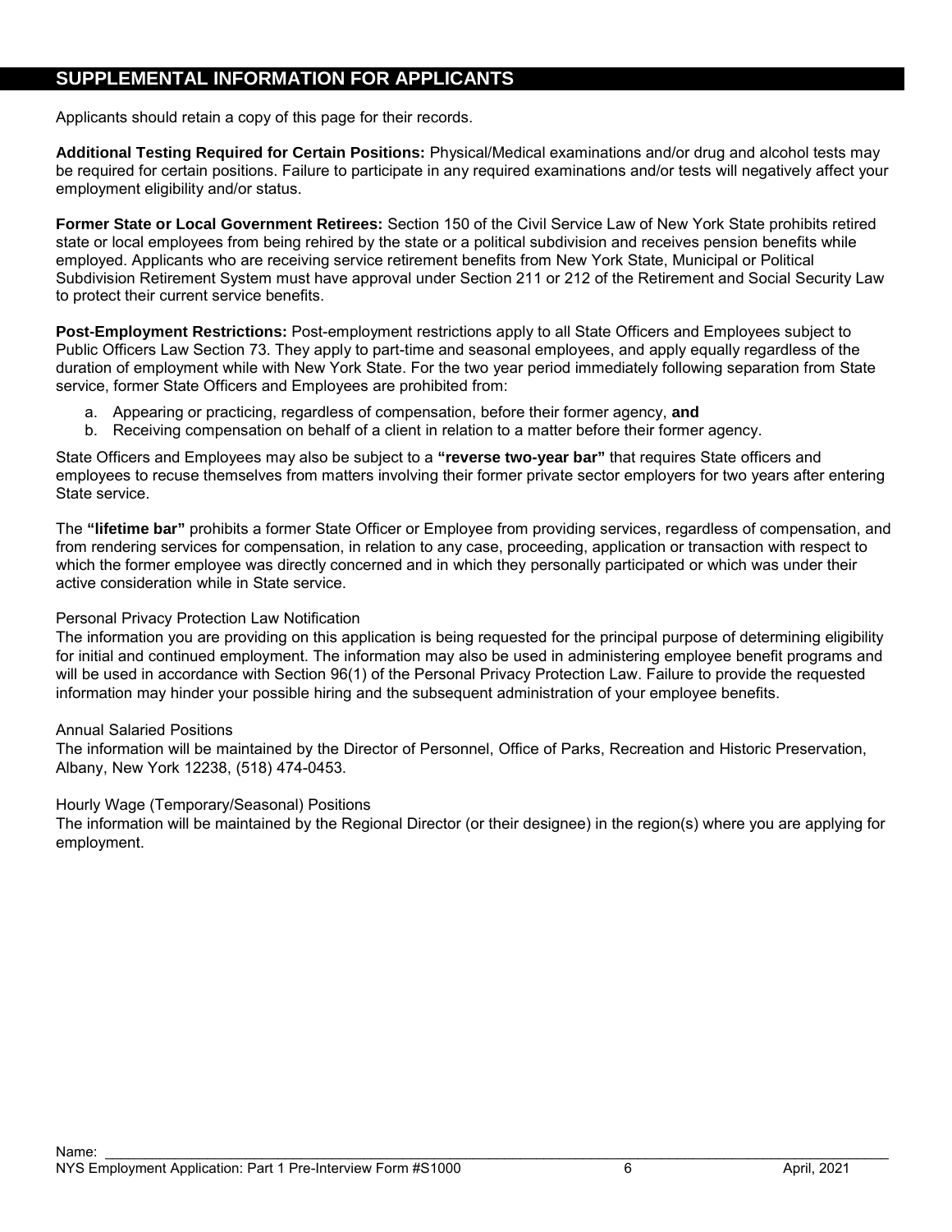## SUPPLEMENTAL INFORMATION FOR APPLICANTS

Applicants should retain a copy of this page for their records.

**Additional Testing Required for Certain Positions:** Physical/Medical examinations and/or drug and alcohol tests may be required for certain positions. Failure to participate in any required examinations and/or tests will negatively affect your employment eligibility and/or status.

**Former State or Local Government Retirees:** Section 150 of the Civil Service Law of New York State prohibits retired state or local employees from being rehired by the state or a political subdivision and receives pension benefits while employed. Applicants who are receiving service retirement benefits from New York State, Municipal or Political Subdivision Retirement System must have approval under Section 211 or 212 of the Retirement and Social Security Law to protect their current service benefits.

**Post-Employment Restrictions:** Post-employment restrictions apply to all State Officers and Employees subject to Public Officers Law Section 73. They apply to part-time and seasonal employees, and apply equally regardless of the duration of employment while with New York State. For the two year period immediately following separation from State service, former State Officers and Employees are prohibited from:

a. Appearing or practicing, regardless of compensation, before their former agency, **and**
b. Receiving compensation on behalf of a client in relation to a matter before their former agency.

State Officers and Employees may also be subject to a **"reverse two-year bar"** that requires State officers and employees to recuse themselves from matters involving their former private sector employers for two years after entering State service.

The **"lifetime bar"** prohibits a former State Officer or Employee from providing services, regardless of compensation, and from rendering services for compensation, in relation to any case, proceeding, application or transaction with respect to which the former employee was directly concerned and in which they personally participated or which was under their active consideration while in State service.

Personal Privacy Protection Law Notification
The information you are providing on this application is being requested for the principal purpose of determining eligibility for initial and continued employment. The information may also be used in administering employee benefit programs and will be used in accordance with Section 96(1) of the Personal Privacy Protection Law. Failure to provide the requested information may hinder your possible hiring and the subsequent administration of your employee benefits.

Annual Salaried Positions
The information will be maintained by the Director of Personnel, Office of Parks, Recreation and Historic Preservation, Albany, New York 12238, (518) 474-0453.

Hourly Wage (Temporary/Seasonal) Positions
The information will be maintained by the Regional Director (or their designee) in the region(s) where you are applying for employment.

Name: ____________________